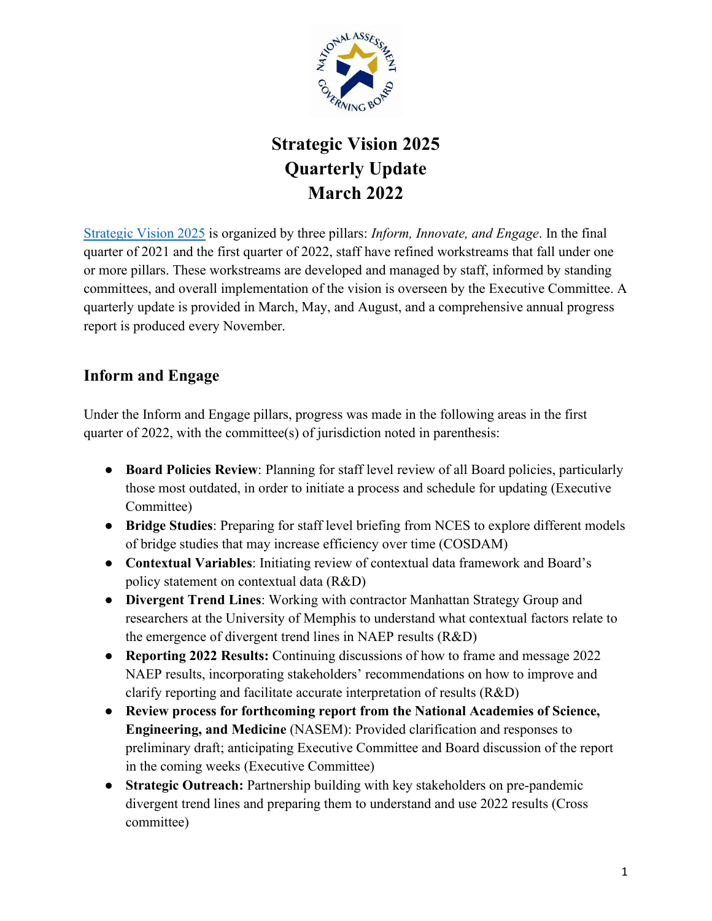# Strategic Vision 2025
# Quarterly Update
# March 2022

[Strategic Vision 2025](#) is organized by three pillars: *Inform, Innovate, and Engage*. In the final quarter of 2021 and the first quarter of 2022, staff have refined workstreams that fall under one or more pillars. These workstreams are developed and managed by staff, informed by standing committees, and overall implementation of the vision is overseen by the Executive Committee. A quarterly update is provided in March, May, and August, and a comprehensive annual progress report is produced every November.

## Inform and Engage

Under the Inform and Engage pillars, progress was made in the following areas in the first quarter of 2022, with the committee(s) of jurisdiction noted in parenthesis:

- **Board Policies Review**: Planning for staff level review of all Board policies, particularly those most outdated, in order to initiate a process and schedule for updating (Executive Committee)
- **Bridge Studies**: Preparing for staff level briefing from NCES to explore different models of bridge studies that may increase efficiency over time (COSDAM)
- **Contextual Variables**: Initiating review of contextual data framework and Board's policy statement on contextual data (R&D)
- **Divergent Trend Lines**: Working with contractor Manhattan Strategy Group and researchers at the University of Memphis to understand what contextual factors relate to the emergence of divergent trend lines in NAEP results (R&D)
- **Reporting 2022 Results:** Continuing discussions of how to frame and message 2022 NAEP results, incorporating stakeholders' recommendations on how to improve and clarify reporting and facilitate accurate interpretation of results (R&D)
- **Review process for forthcoming report from the National Academies of Science, Engineering, and Medicine** (NASEM): Provided clarification and responses to preliminary draft; anticipating Executive Committee and Board discussion of the report in the coming weeks (Executive Committee)
- **Strategic Outreach:** Partnership building with key stakeholders on pre-pandemic divergent trend lines and preparing them to understand and use 2022 results (Cross committee)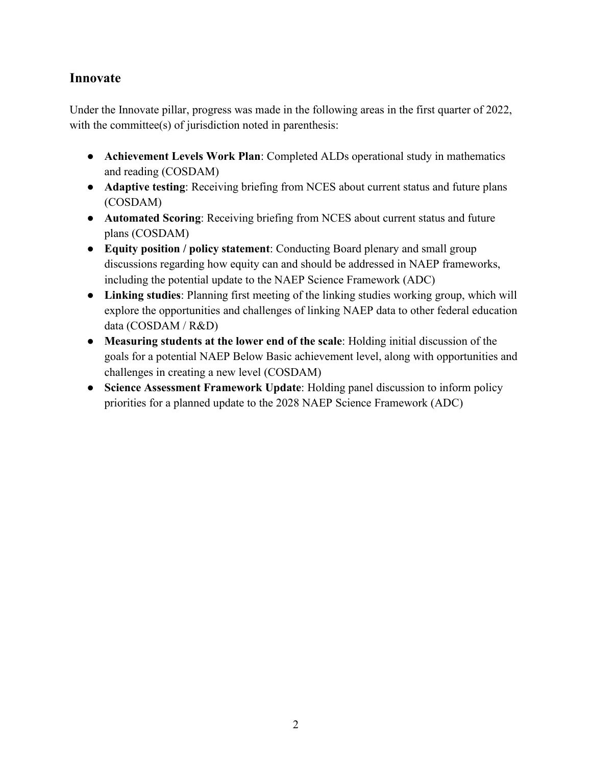## Innovate

Under the Innovate pillar, progress was made in the following areas in the first quarter of 2022, with the committee(s) of jurisdiction noted in parenthesis:

- **Achievement Levels Work Plan**: Completed ALDs operational study in mathematics and reading (COSDAM)
- **Adaptive testing**: Receiving briefing from NCES about current status and future plans (COSDAM)
- **Automated Scoring**: Receiving briefing from NCES about current status and future plans (COSDAM)
- **Equity position / policy statement**: Conducting Board plenary and small group discussions regarding how equity can and should be addressed in NAEP frameworks, including the potential update to the NAEP Science Framework (ADC)
- **Linking studies**: Planning first meeting of the linking studies working group, which will explore the opportunities and challenges of linking NAEP data to other federal education data (COSDAM / R&D)
- **Measuring students at the lower end of the scale**: Holding initial discussion of the goals for a potential NAEP Below Basic achievement level, along with opportunities and challenges in creating a new level (COSDAM)
- **Science Assessment Framework Update**: Holding panel discussion to inform policy priorities for a planned update to the 2028 NAEP Science Framework (ADC)